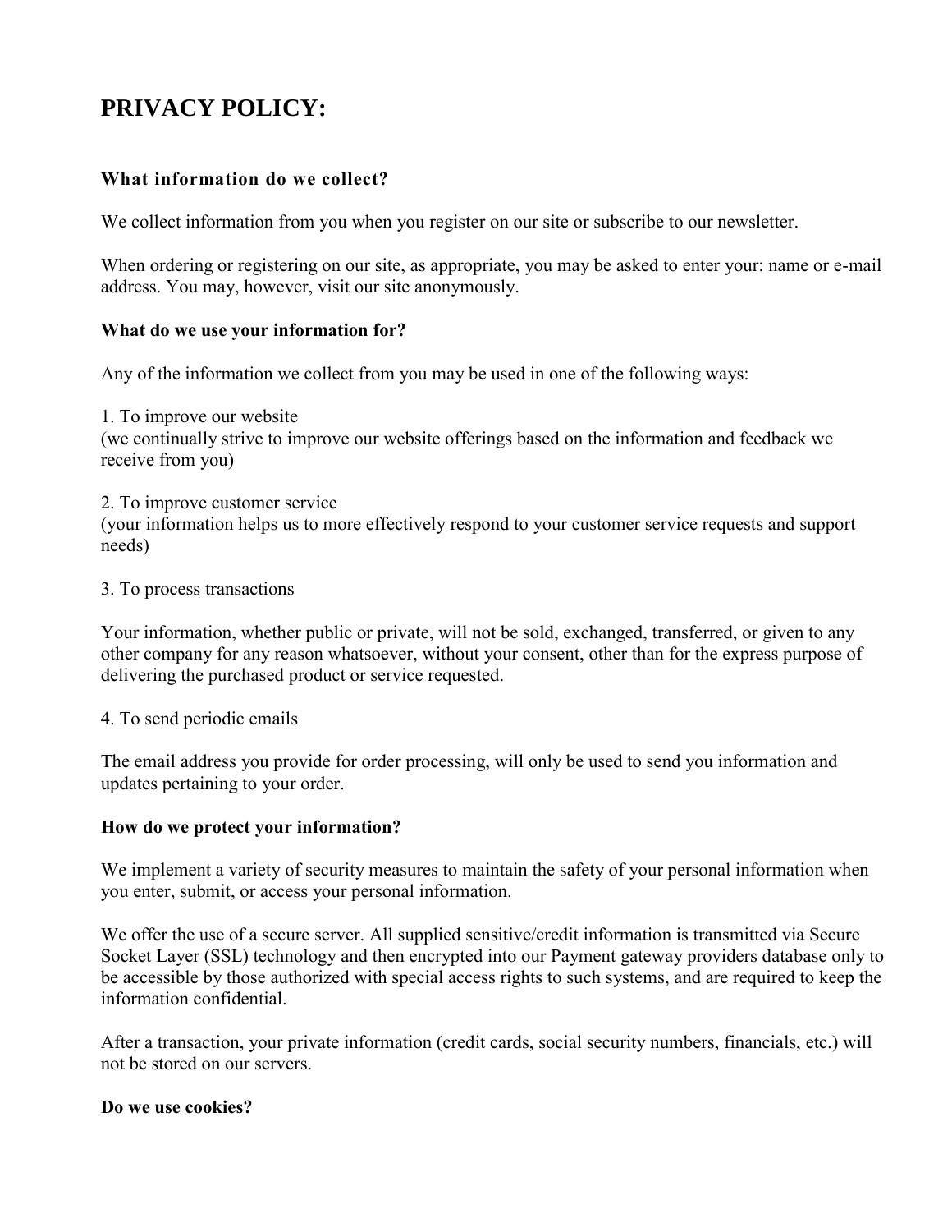# PRIVACY POLICY:

### What information do we collect?

We collect information from you when you register on our site or subscribe to our newsletter.

When ordering or registering on our site, as appropriate, you may be asked to enter your: name or e-mail address. You may, however, visit our site anonymously.

### What do we use your information for?

Any of the information we collect from you may be used in one of the following ways:

1. To improve our website
(we continually strive to improve our website offerings based on the information and feedback we receive from you)

2. To improve customer service
(your information helps us to more effectively respond to your customer service requests and support needs)

3. To process transactions

Your information, whether public or private, will not be sold, exchanged, transferred, or given to any other company for any reason whatsoever, without your consent, other than for the express purpose of delivering the purchased product or service requested.

4. To send periodic emails

The email address you provide for order processing, will only be used to send you information and updates pertaining to your order.

### How do we protect your information?

We implement a variety of security measures to maintain the safety of your personal information when you enter, submit, or access your personal information.

We offer the use of a secure server. All supplied sensitive/credit information is transmitted via Secure Socket Layer (SSL) technology and then encrypted into our Payment gateway providers database only to be accessible by those authorized with special access rights to such systems, and are required to keep the information confidential.

After a transaction, your private information (credit cards, social security numbers, financials, etc.) will not be stored on our servers.

### Do we use cookies?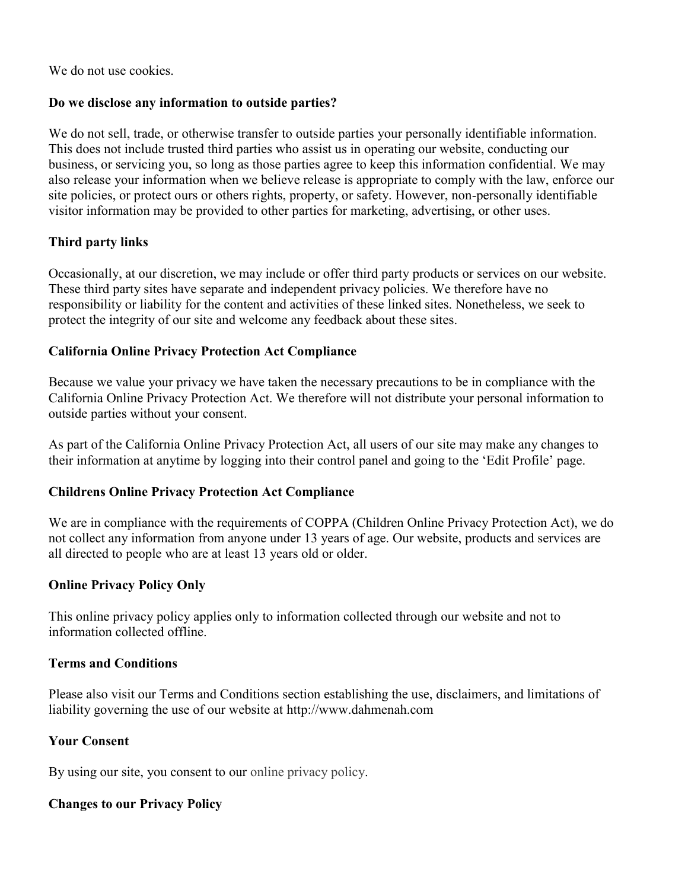We do not use cookies.

**Do we disclose any information to outside parties?**

We do not sell, trade, or otherwise transfer to outside parties your personally identifiable information. This does not include trusted third parties who assist us in operating our website, conducting our business, or servicing you, so long as those parties agree to keep this information confidential. We may also release your information when we believe release is appropriate to comply with the law, enforce our site policies, or protect ours or others rights, property, or safety. However, non-personally identifiable visitor information may be provided to other parties for marketing, advertising, or other uses.

**Third party links**

Occasionally, at our discretion, we may include or offer third party products or services on our website. These third party sites have separate and independent privacy policies. We therefore have no responsibility or liability for the content and activities of these linked sites. Nonetheless, we seek to protect the integrity of our site and welcome any feedback about these sites.

**California Online Privacy Protection Act Compliance**

Because we value your privacy we have taken the necessary precautions to be in compliance with the California Online Privacy Protection Act. We therefore will not distribute your personal information to outside parties without your consent.

As part of the California Online Privacy Protection Act, all users of our site may make any changes to their information at anytime by logging into their control panel and going to the 'Edit Profile' page.

**Childrens Online Privacy Protection Act Compliance**

We are in compliance with the requirements of COPPA (Children Online Privacy Protection Act), we do not collect any information from anyone under 13 years of age. Our website, products and services are all directed to people who are at least 13 years old or older.

**Online Privacy Policy Only**

This online privacy policy applies only to information collected through our website and not to information collected offline.

**Terms and Conditions**

Please also visit our Terms and Conditions section establishing the use, disclaimers, and limitations of liability governing the use of our website at http://www.dahmenah.com

**Your Consent**

By using our site, you consent to our online privacy policy.

**Changes to our Privacy Policy**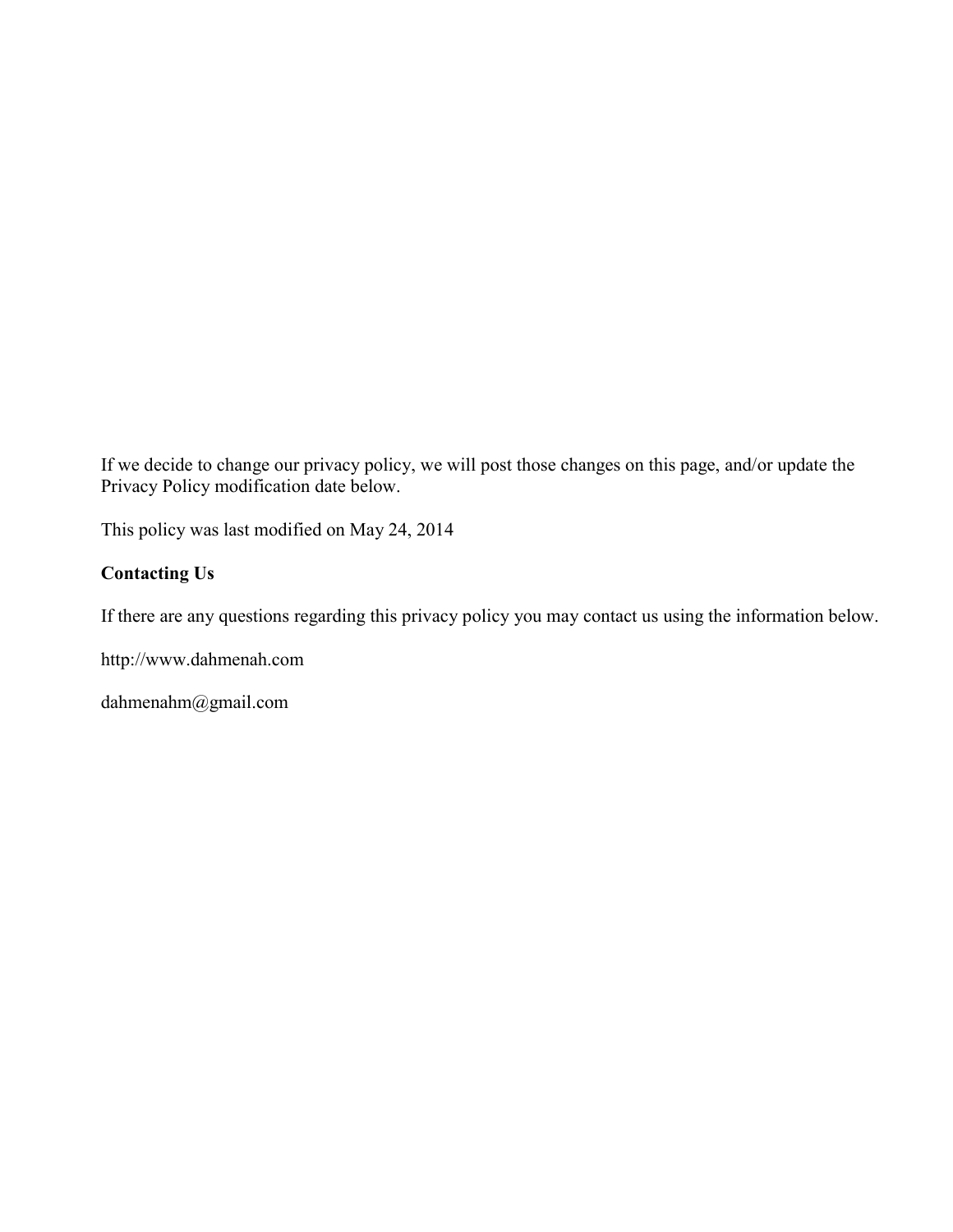If we decide to change our privacy policy, we will post those changes on this page, and/or update the Privacy Policy modification date below.

This policy was last modified on May 24, 2014

**Contacting Us**

If there are any questions regarding this privacy policy you may contact us using the information below.

http://www.dahmenah.com

dahmenahm@gmail.com